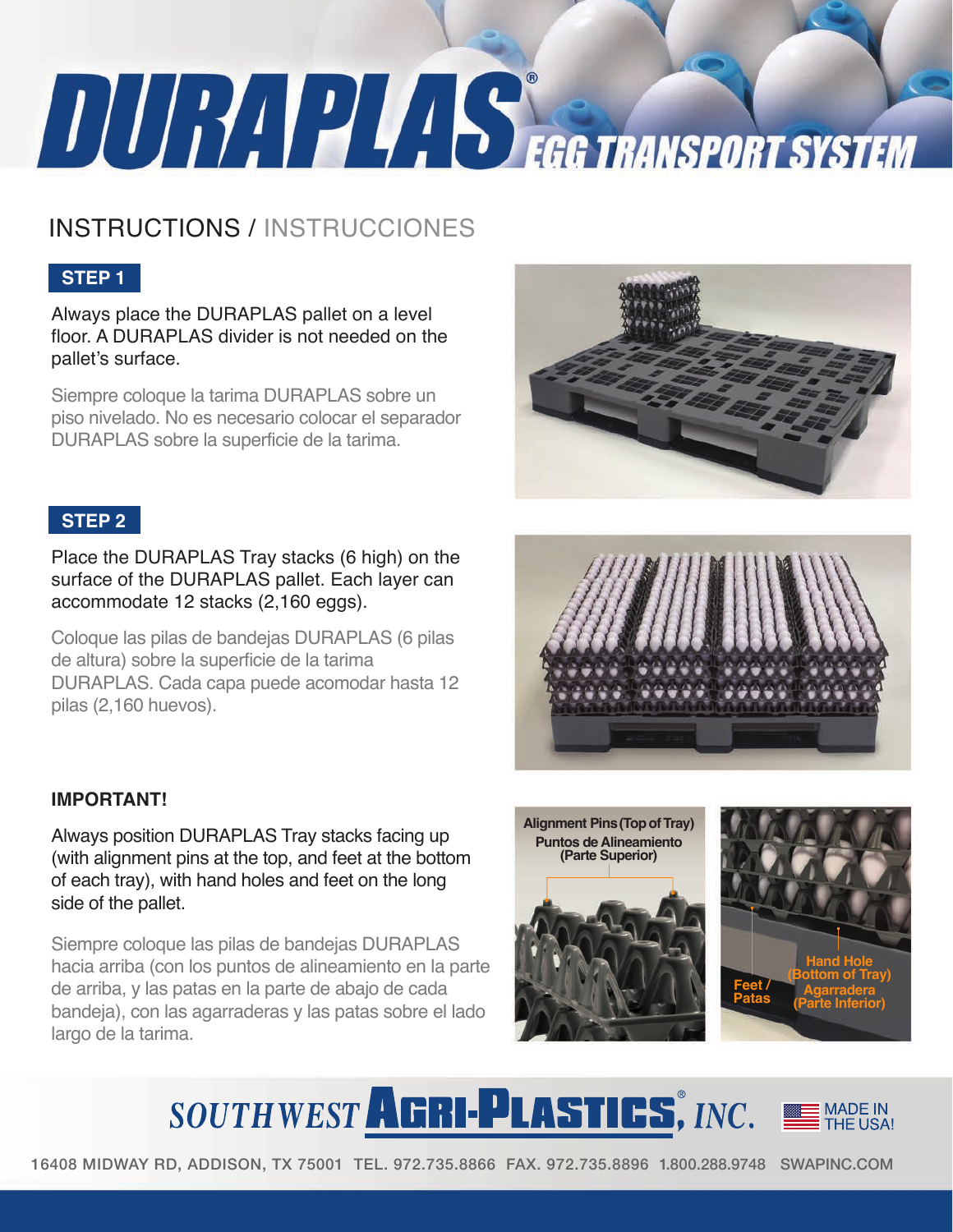# DURAPLAS® EGG TRANSPORT SYSTEM

## INSTRUCTIONS / INSTRUCCIONES

### STEP 1

Always place the DURAPLAS pallet on a level floor. A DURAPLAS divider is not needed on the pallet's surface.

Siempre coloque la tarima DURAPLAS sobre un piso nivelado. No es necesario colocar el separador DURAPLAS sobre la superficie de la tarima.

### STEP 2

Place the DURAPLAS Tray stacks (6 high) on the surface of the DURAPLAS pallet. Each layer can accommodate 12 stacks (2,160 eggs).

Coloque las pilas de bandejas DURAPLAS (6 pilas de altura) sobre la superficie de la tarima DURAPLAS. Cada capa puede acomodar hasta 12 pilas (2,160 huevos).

**IMPORTANT!**

Always position DURAPLAS Tray stacks facing up (with alignment pins at the top, and feet at the bottom of each tray), with hand holes and feet on the long side of the pallet.

Siempre coloque las pilas de bandejas DURAPLAS hacia arriba (con los puntos de alineamiento en la parte de arriba, y las patas en la parte de abajo de cada bandeja), con las agarraderas y las patas sobre el lado largo de la tarima.

Alignment Pins (Top of Tray) / Puntos de Alineamiento (Parte Superior)

Feet / Patas

Hand Hole (Bottom of Tray) / Agarradera (Parte Inferior)

SOUTHWEST AGRI-PLASTICS®, INC. MADE IN THE USA!

16408 MIDWAY RD, ADDISON, TX 75001 TEL. 972.735.8866 FAX. 972.735.8896 1.800.288.9748 SWAPINC.COM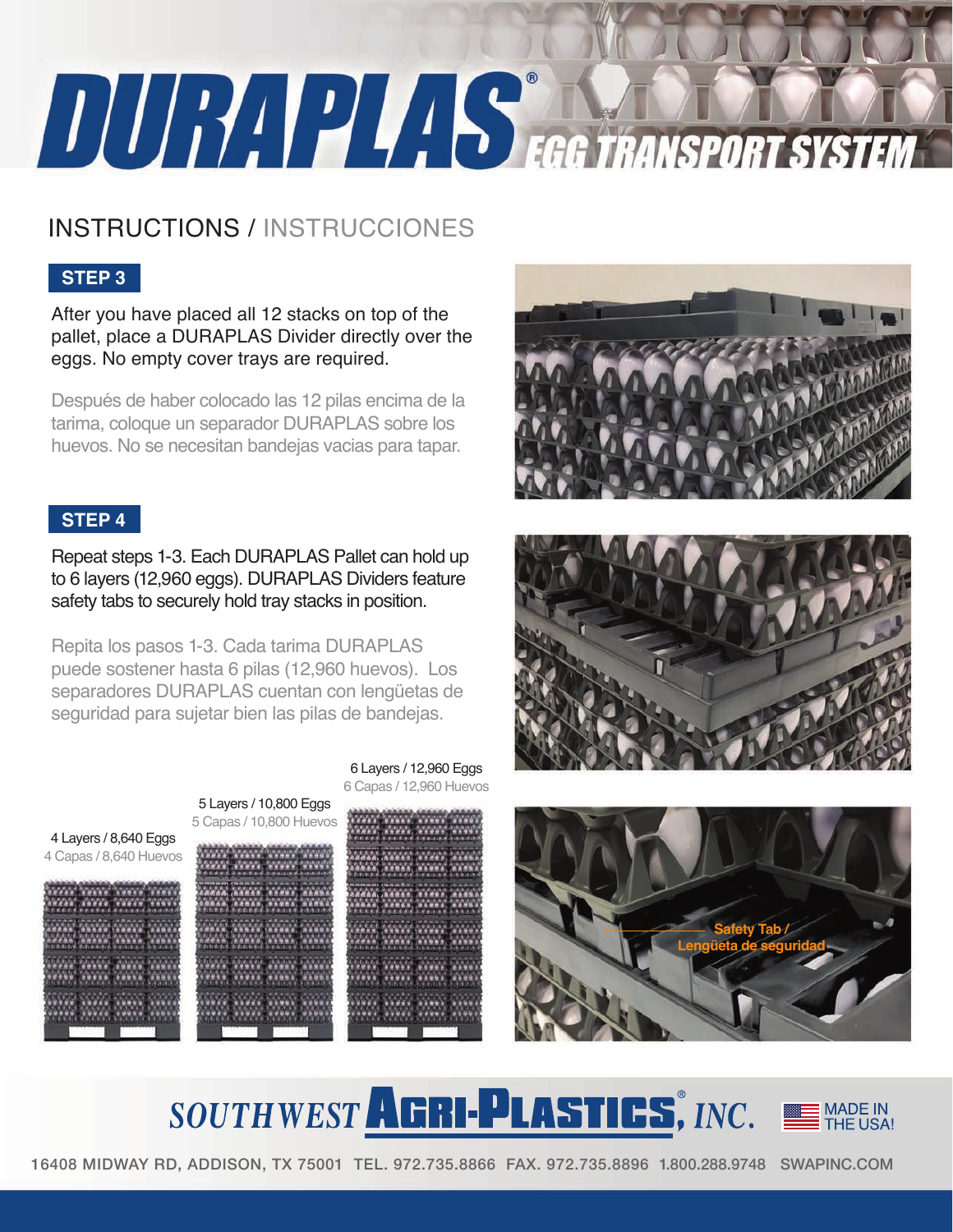# DURAPLAS® EGG TRANSPORT SYSTEM

## INSTRUCTIONS / INSTRUCCIONES

### STEP 3

After you have placed all 12 stacks on top of the pallet, place a DURAPLAS Divider directly over the eggs. No empty cover trays are required.

Después de haber colocado las 12 pilas encima de la tarima, coloque un separador DURAPLAS sobre los huevos. No se necesitan bandejas vacias para tapar.

### STEP 4

Repeat steps 1-3. Each DURAPLAS Pallet can hold up to 6 layers (12,960 eggs). DURAPLAS Dividers feature safety tabs to securely hold tray stacks in position.

Repita los pasos 1-3. Cada tarima DURAPLAS puede sostener hasta 6 pilas (12,960 huevos). Los separadores DURAPLAS cuentan con lengüetas de seguridad para sujetar bien las pilas de bandejas.

4 Layers / 8,640 Eggs
4 Capas / 8,640 Huevos

5 Layers / 10,800 Eggs
5 Capas / 10,800 Huevos

6 Layers / 12,960 Eggs
6 Capas / 12,960 Huevos

Safety Tab / Lengüeta de seguridad

SOUTHWEST AGRI-PLASTICS®, INC. MADE IN THE USA!

16408 MIDWAY RD, ADDISON, TX 75001 TEL. 972.735.8866 FAX. 972.735.8896 1.800.288.9748 SWAPINC.COM